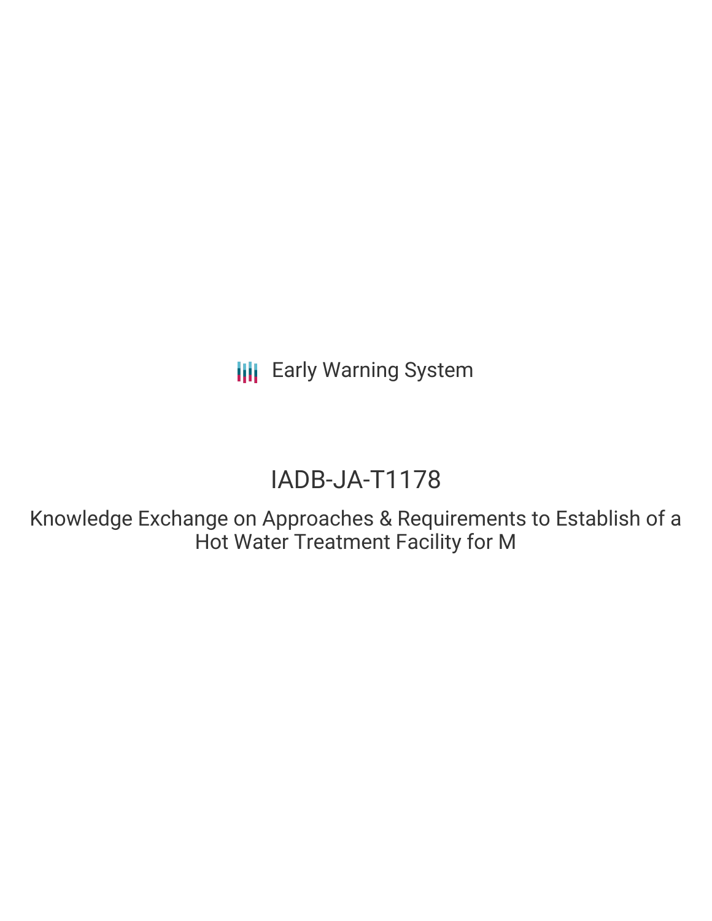Early Warning System

# IADB-JA-T1178

## Knowledge Exchange on Approaches & Requirements to Establish of a Hot Water Treatment Facility for M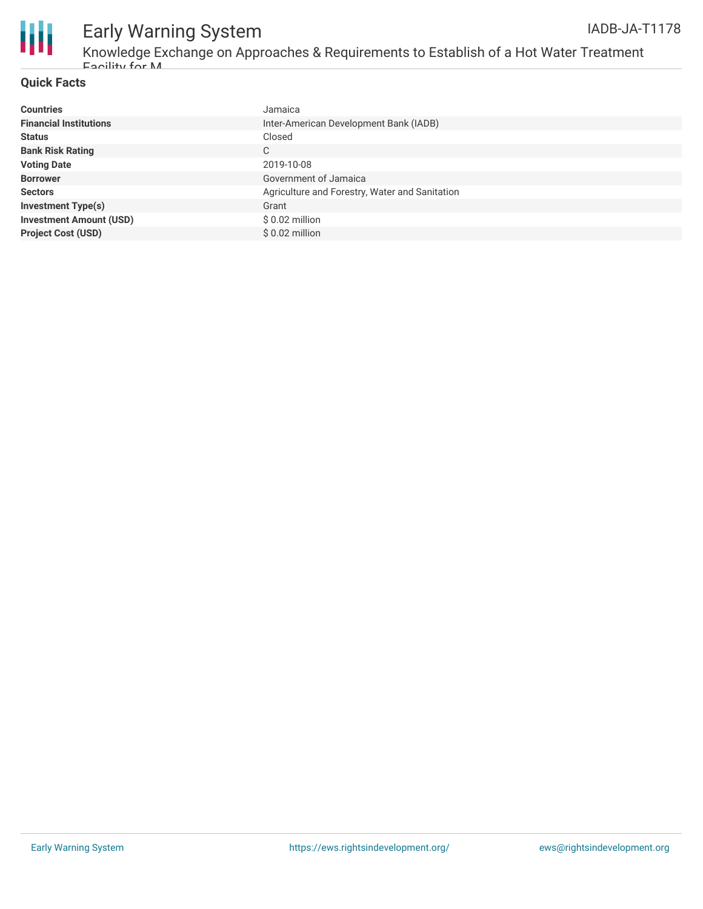## Quick Facts

| | |
|---|---|
| **Countries** | Jamaica |
| **Financial Institutions** | Inter-American Development Bank (IADB) |
| **Status** | Closed |
| **Bank Risk Rating** | C |
| **Voting Date** | 2019-10-08 |
| **Borrower** | Government of Jamaica |
| **Sectors** | Agriculture and Forestry, Water and Sanitation |
| **Investment Type(s)** | Grant |
| **Investment Amount (USD)** | $ 0.02 million |
| **Project Cost (USD)** | $ 0.02 million |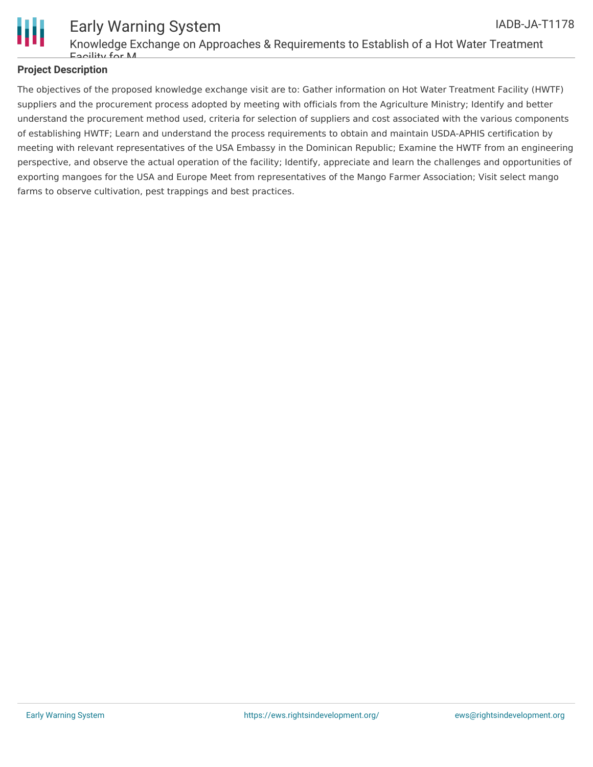## Project Description

The objectives of the proposed knowledge exchange visit are to: Gather information on Hot Water Treatment Facility (HWTF) suppliers and the procurement process adopted by meeting with officials from the Agriculture Ministry; Identify and better understand the procurement method used, criteria for selection of suppliers and cost associated with the various components of establishing HWTF; Learn and understand the process requirements to obtain and maintain USDA-APHIS certification by meeting with relevant representatives of the USA Embassy in the Dominican Republic; Examine the HWTF from an engineering perspective, and observe the actual operation of the facility; Identify, appreciate and learn the challenges and opportunities of exporting mangoes for the USA and Europe Meet from representatives of the Mango Farmer Association; Visit select mango farms to observe cultivation, pest trappings and best practices.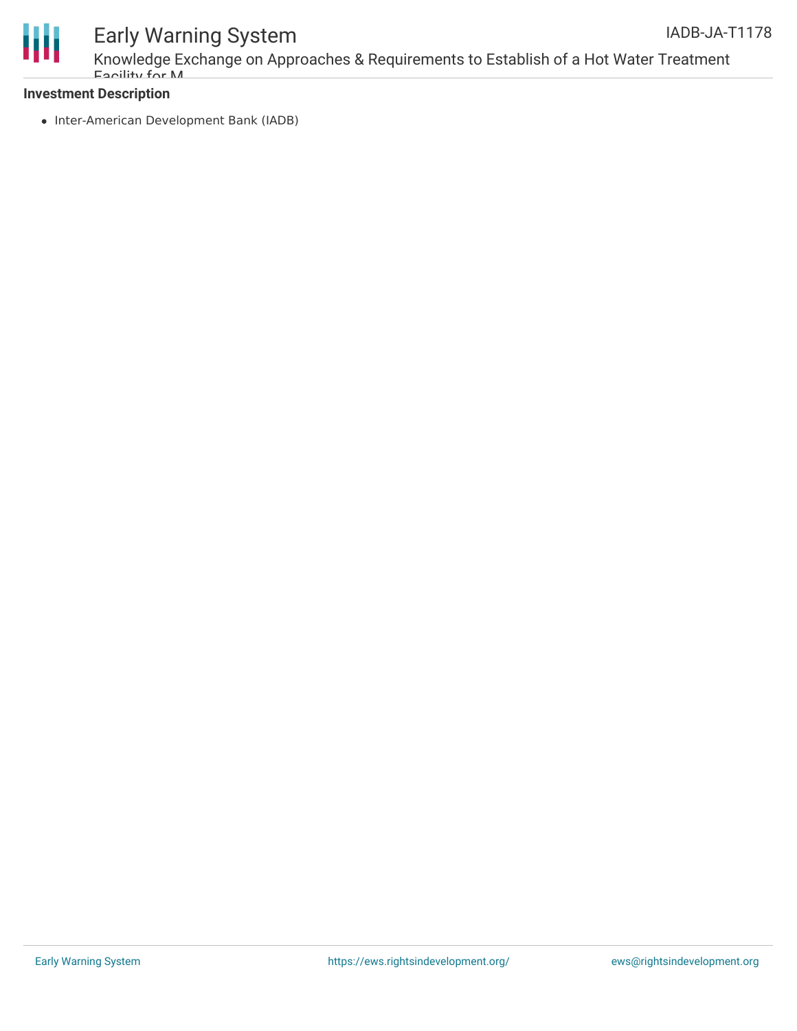**Investment Description**

- Inter-American Development Bank (IADB)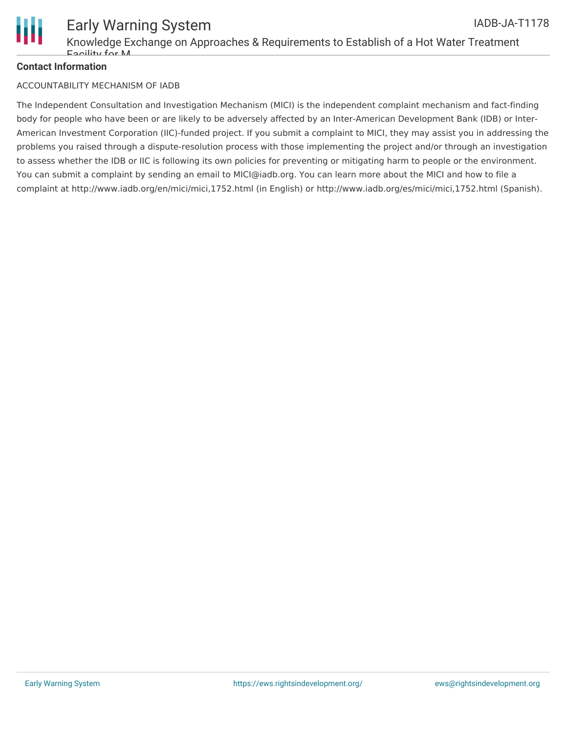**Contact Information**

ACCOUNTABILITY MECHANISM OF IADB

The Independent Consultation and Investigation Mechanism (MICI) is the independent complaint mechanism and fact-finding body for people who have been or are likely to be adversely affected by an Inter-American Development Bank (IDB) or Inter-American Investment Corporation (IIC)-funded project. If you submit a complaint to MICI, they may assist you in addressing the problems you raised through a dispute-resolution process with those implementing the project and/or through an investigation to assess whether the IDB or IIC is following its own policies for preventing or mitigating harm to people or the environment. You can submit a complaint by sending an email to MICI@iadb.org. You can learn more about the MICI and how to file a complaint at http://www.iadb.org/en/mici/mici,1752.html (in English) or http://www.iadb.org/es/mici/mici,1752.html (Spanish).